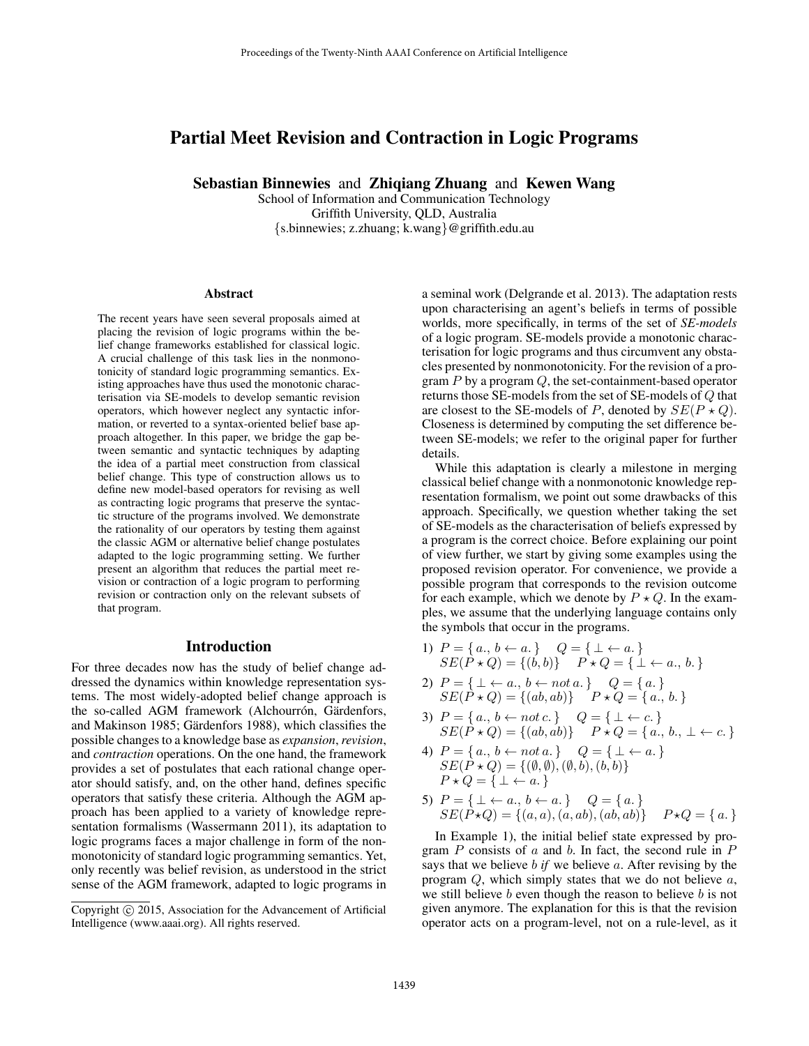# Partial Meet Revision and Contraction in Logic Programs

**Sebastian Binnewies** and **Zhiqiang Zhuang** and **Kewen Wang**

School of Information and Communication Technology
Griffith University, QLD, Australia
{s.binnewies; z.zhuang; k.wang}@griffith.edu.au

## Abstract

The recent years have seen several proposals aimed at placing the revision of logic programs within the belief change frameworks established for classical logic. A crucial challenge of this task lies in the nonmonotonicity of standard logic programming semantics. Existing approaches have thus used the monotonic characterisation via SE-models to develop semantic revision operators, which however neglect any syntactic information, or reverted to a syntax-oriented belief base approach altogether. In this paper, we bridge the gap between semantic and syntactic techniques by adapting the idea of a partial meet construction from classical belief change. This type of construction allows us to define new model-based operators for revising as well as contracting logic programs that preserve the syntactic structure of the programs involved. We demonstrate the rationality of our operators by testing them against the classic AGM or alternative belief change postulates adapted to the logic programming setting. We further present an algorithm that reduces the partial meet revision or contraction of a logic program to performing revision or contraction only on the relevant subsets of that program.

## Introduction

For three decades now has the study of belief change addressed the dynamics within knowledge representation systems. The most widely-adopted belief change approach is the so-called AGM framework (Alchourrón, Gärdenfors, and Makinson 1985; Gärdenfors 1988), which classifies the possible changes to a knowledge base as *expansion*, *revision*, and *contraction* operations. On the one hand, the framework provides a set of postulates that each rational change operator should satisfy, and, on the other hand, defines specific operators that satisfy these criteria. Although the AGM approach has been applied to a variety of knowledge representation formalisms (Wassermann 2011), its adaptation to logic programs faces a major challenge in form of the nonmonotonicity of standard logic programming semantics. Yet, only recently was belief revision, as understood in the strict sense of the AGM framework, adapted to logic programs in a seminal work (Delgrande et al. 2013). The adaptation rests upon characterising an agent's beliefs in terms of possible worlds, more specifically, in terms of the set of *SE-models* of a logic program. SE-models provide a monotonic characterisation for logic programs and thus circumvent any obstacles presented by nonmonotonicity. For the revision of a program $P$ by a program $Q$, the set-containment-based operator returns those SE-models from the set of SE-models of $Q$ that are closest to the SE-models of $P$, denoted by $SE(P \star Q)$. Closeness is determined by computing the set difference between SE-models; we refer to the original paper for further details.

While this adaptation is clearly a milestone in merging classical belief change with a nonmonotonic knowledge representation formalism, we point out some drawbacks of this approach. Specifically, we question whether taking the set of SE-models as the characterisation of beliefs expressed by a program is the correct choice. Before explaining our point of view further, we start by giving some examples using the proposed revision operator. For convenience, we provide a possible program that corresponds to the revision outcome for each example, which we denote by $P \star Q$. In the examples, we assume that the underlying language contains only the symbols that occur in the programs.

1) $P = \{\, a.,\, b \leftarrow a.\,\}$ $\quad Q = \{\, \bot \leftarrow a.\,\}$
   $SE(P \star Q) = \{(b, b)\}$ $\quad P \star Q = \{\, \bot \leftarrow a.,\, b.\,\}$

2) $P = \{\, \bot \leftarrow a.,\, b \leftarrow not\, a.\,\}$ $\quad Q = \{\, a.\,\}$
   $SE(P \star Q) = \{(ab, ab)\}$ $\quad P \star Q = \{\, a.,\, b.\,\}$

3) $P = \{\, a.,\, b \leftarrow not\, c.\,\}$ $\quad Q = \{\, \bot \leftarrow c.\,\}$
   $SE(P \star Q) = \{(ab, ab)\}$ $\quad P \star Q = \{\, a.,\, b.,\, \bot \leftarrow c.\,\}$

4) $P = \{\, a.,\, b \leftarrow not\, a.\,\}$ $\quad Q = \{\, \bot \leftarrow a.\,\}$
   $SE(P \star Q) = \{(\emptyset, \emptyset), (\emptyset, b), (b, b)\}$
   $P \star Q = \{\, \bot \leftarrow a.\,\}$

5) $P = \{\, \bot \leftarrow a.,\, b \leftarrow a.\,\}$ $\quad Q = \{\, a.\,\}$
   $SE(P \star Q) = \{(a, a), (a, ab), (ab, ab)\}$ $\quad P \star Q = \{\, a.\,\}$

In Example 1), the initial belief state expressed by program $P$ consists of $a$ and $b$. In fact, the second rule in $P$ says that we believe $b$ *if* we believe $a$. After revising by the program $Q$, which simply states that we do not believe $a$, we still believe $b$ even though the reason to believe $b$ is not given anymore. The explanation for this is that the revision operator acts on a program-level, not on a rule-level, as it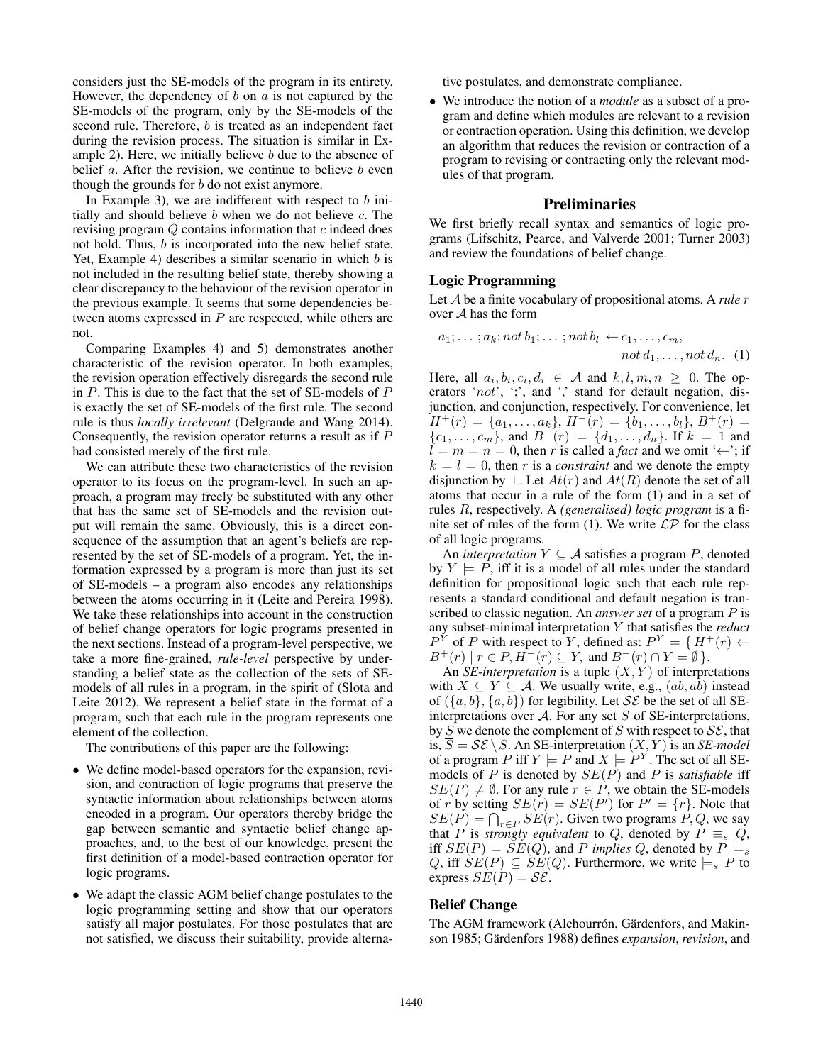considers just the SE-models of the program in its entirety. However, the dependency of $b$ on $a$ is not captured by the SE-models of the program, only by the SE-models of the second rule. Therefore, $b$ is treated as an independent fact during the revision process. The situation is similar in Example 2). Here, we initially believe $b$ due to the absence of belief $a$. After the revision, we continue to believe $b$ even though the grounds for $b$ do not exist anymore.

In Example 3), we are indifferent with respect to $b$ initially and should believe $b$ when we do not believe $c$. The revising program $Q$ contains information that $c$ indeed does not hold. Thus, $b$ is incorporated into the new belief state. Yet, Example 4) describes a similar scenario in which $b$ is not included in the resulting belief state, thereby showing a clear discrepancy to the behaviour of the revision operator in the previous example. It seems that some dependencies between atoms expressed in $P$ are respected, while others are not.

Comparing Examples 4) and 5) demonstrates another characteristic of the revision operator. In both examples, the revision operation effectively disregards the second rule in $P$. This is due to the fact that the set of SE-models of $P$ is exactly the set of SE-models of the first rule. The second rule is thus *locally irrelevant* (Delgrande and Wang 2014). Consequently, the revision operator returns a result as if $P$ had consisted merely of the first rule.

We can attribute these two characteristics of the revision operator to its focus on the program-level. In such an approach, a program may freely be substituted with any other that has the same set of SE-models and the revision output will remain the same. Obviously, this is a direct consequence of the assumption that an agent's beliefs are represented by the set of SE-models of a program. Yet, the information expressed by a program is more than just its set of SE-models – a program also encodes any relationships between the atoms occurring in it (Leite and Pereira 1998). We take these relationships into account in the construction of belief change operators for logic programs presented in the next sections. Instead of a program-level perspective, we take a more fine-grained, *rule-level* perspective by understanding a belief state as the collection of the sets of SE-models of all rules in a program, in the spirit of (Slota and Leite 2012). We represent a belief state in the format of a program, such that each rule in the program represents one element of the collection.

The contributions of this paper are the following:

- We define model-based operators for the expansion, revision, and contraction of logic programs that preserve the syntactic information about relationships between atoms encoded in a program. Our operators thereby bridge the gap between semantic and syntactic belief change approaches, and, to the best of our knowledge, present the first definition of a model-based contraction operator for logic programs.
- We adapt the classic AGM belief change postulates to the logic programming setting and show that our operators satisfy all major postulates. For those postulates that are not satisfied, we discuss their suitability, provide alternative postulates, and demonstrate compliance.
- We introduce the notion of a *module* as a subset of a program and define which modules are relevant to a revision or contraction operation. Using this definition, we develop an algorithm that reduces the revision or contraction of a program to revising or contracting only the relevant modules of that program.

## Preliminaries

We first briefly recall syntax and semantics of logic programs (Lifschitz, Pearce, and Valverde 2001; Turner 2003) and review the foundations of belief change.

### Logic Programming

Let $\mathcal{A}$ be a finite vocabulary of propositional atoms. A *rule* $r$ over $\mathcal{A}$ has the form

$$a_1; \ldots ; a_k; not\, b_1; \ldots ; not\, b_l \leftarrow c_1, \ldots, c_m, not\, d_1, \ldots, not\, d_n. \quad (1)$$

Here, all $a_i, b_i, c_i, d_i \in \mathcal{A}$ and $k, l, m, n \geq 0$. The operators '$not$', ';', and ',' stand for default negation, disjunction, and conjunction, respectively. For convenience, let $H^+(r) = \{a_1, \ldots, a_k\}$, $H^-(r) = \{b_1, \ldots, b_l\}$, $B^+(r) = \{c_1, \ldots, c_m\}$, and $B^-(r) = \{d_1, \ldots, d_n\}$. If $k = 1$ and $l = m = n = 0$, then $r$ is called a *fact* and we omit '$\leftarrow$'; if $k = l = 0$, then $r$ is a *constraint* and we denote the empty disjunction by $\perp$. Let $At(r)$ and $At(R)$ denote the set of all atoms that occur in a rule of the form (1) and in a set of rules $R$, respectively. A *(generalised) logic program* is a finite set of rules of the form (1). We write $\mathcal{LP}$ for the class of all logic programs.

An *interpretation* $Y \subseteq \mathcal{A}$ satisfies a program $P$, denoted by $Y \models P$, iff it is a model of all rules under the standard definition for propositional logic such that each rule represents a standard conditional and default negation is transcribed to classic negation. An *answer set* of a program $P$ is any subset-minimal interpretation $Y$ that satisfies the *reduct* $P^Y$ of $P$ with respect to $Y$, defined as: $P^Y = \{ H^+(r) \leftarrow B^+(r) \mid r \in P, H^-(r) \subseteq Y, \text{ and } B^-(r) \cap Y = \emptyset \}$.

An *SE-interpretation* is a tuple $(X, Y)$ of interpretations with $X \subseteq Y \subseteq \mathcal{A}$. We usually write, e.g., $(ab, ab)$ instead of $(\{a, b\}, \{a, b\})$ for legibility. Let $\mathcal{SE}$ be the set of all SE-interpretations over $\mathcal{A}$. For any set $S$ of SE-interpretations, by $\overline{S}$ we denote the complement of $S$ with respect to $\mathcal{SE}$, that is, $\overline{S} = \mathcal{SE} \setminus S$. An SE-interpretation $(X, Y)$ is an *SE-model* of a program $P$ iff $Y \models P$ and $X \models P^Y$. The set of all SE-models of $P$ is denoted by $SE(P)$ and $P$ is *satisfiable* iff $SE(P) \neq \emptyset$. For any rule $r \in P$, we obtain the SE-models of $r$ by setting $SE(r) = SE(P')$ for $P' = \{r\}$. Note that $SE(P) = \bigcap_{r \in P} SE(r)$. Given two programs $P, Q$, we say that $P$ is *strongly equivalent* to $Q$, denoted by $P \equiv_s Q$, iff $SE(P) = SE(Q)$, and $P$ *implies* $Q$, denoted by $P \models_s Q$, iff $SE(P) \subseteq SE(Q)$. Furthermore, we write $\models_s P$ to express $SE(P) = \mathcal{SE}$.

### Belief Change

The AGM framework (Alchourrón, Gärdenfors, and Makinson 1985; Gärdenfors 1988) defines *expansion*, *revision*, and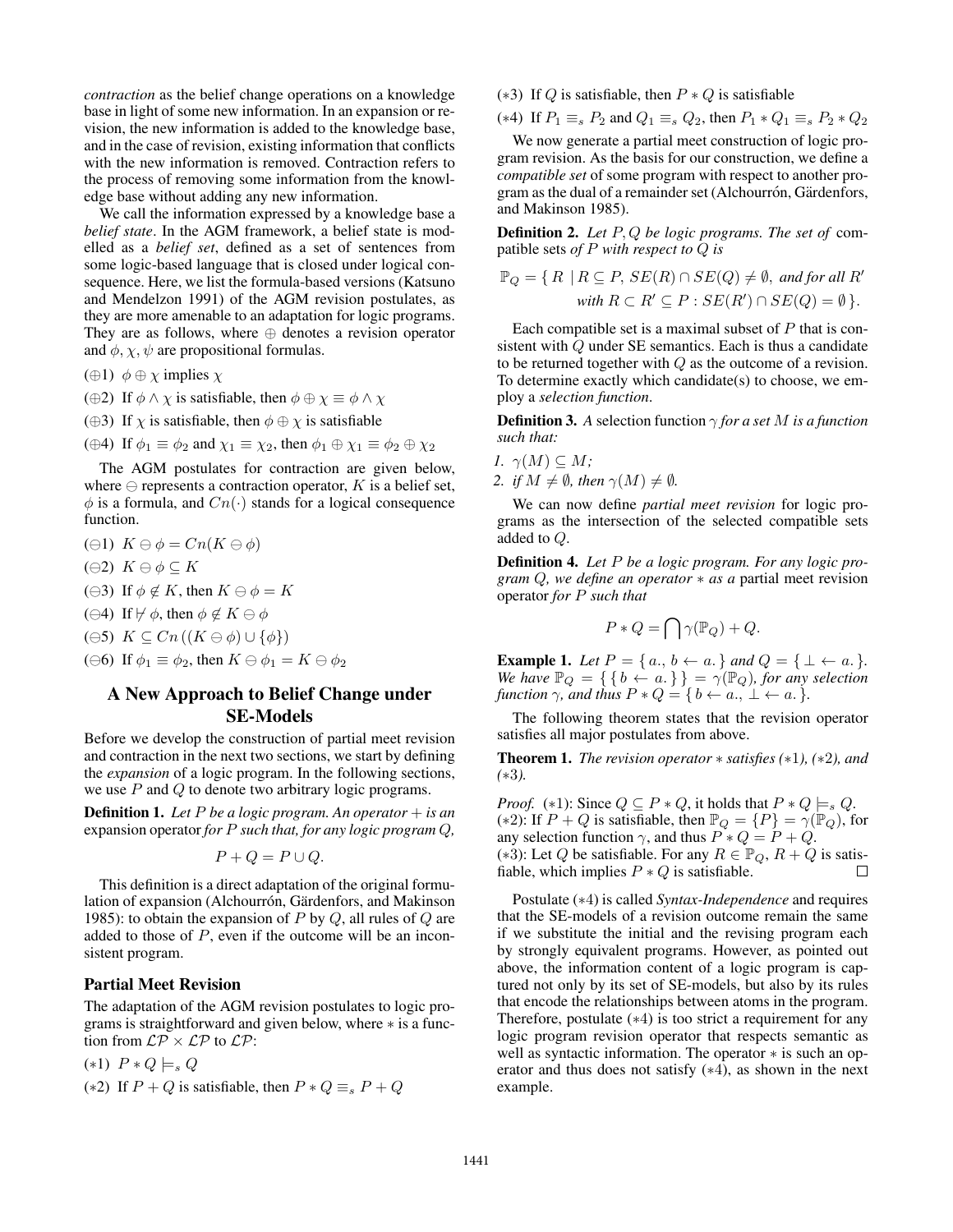*contraction* as the belief change operations on a knowledge base in light of some new information. In an expansion or revision, the new information is added to the knowledge base, and in the case of revision, existing information that conflicts with the new information is removed. Contraction refers to the process of removing some information from the knowledge base without adding any new information.

We call the information expressed by a knowledge base a *belief state*. In the AGM framework, a belief state is modelled as a *belief set*, defined as a set of sentences from some logic-based language that is closed under logical consequence. Here, we list the formula-based versions (Katsuno and Mendelzon 1991) of the AGM revision postulates, as they are more amenable to an adaptation for logic programs. They are as follows, where $\oplus$ denotes a revision operator and $\phi, \chi, \psi$ are propositional formulas.

($\oplus$1) $\phi \oplus \chi$ implies $\chi$

($\oplus$2) If $\phi \wedge \chi$ is satisfiable, then $\phi \oplus \chi \equiv \phi \wedge \chi$

($\oplus$3) If $\chi$ is satisfiable, then $\phi \oplus \chi$ is satisfiable

($\oplus$4) If $\phi_1 \equiv \phi_2$ and $\chi_1 \equiv \chi_2$, then $\phi_1 \oplus \chi_1 \equiv \phi_2 \oplus \chi_2$

The AGM postulates for contraction are given below, where $\ominus$ represents a contraction operator, $K$ is a belief set, $\phi$ is a formula, and $Cn(\cdot)$ stands for a logical consequence function.

($\ominus$1) $K \ominus \phi = Cn(K \ominus \phi)$

($\ominus$2) $K \ominus \phi \subseteq K$

($\ominus$3) If $\phi \notin K$, then $K \ominus \phi = K$

($\ominus$4) If $\not\vdash \phi$, then $\phi \notin K \ominus \phi$

($\ominus$5) $K \subseteq Cn\left((K \ominus \phi) \cup \{\phi\}\right)$

($\ominus$6) If $\phi_1 \equiv \phi_2$, then $K \ominus \phi_1 = K \ominus \phi_2$

## A New Approach to Belief Change under SE-Models

Before we develop the construction of partial meet revision and contraction in the next two sections, we start by defining the *expansion* of a logic program. In the following sections, we use $P$ and $Q$ to denote two arbitrary logic programs.

**Definition 1.** *Let $P$ be a logic program. An operator $+$ is an* expansion operator *for $P$ such that, for any logic program $Q$,*

$$P + Q = P \cup Q.$$

This definition is a direct adaptation of the original formulation of expansion (Alchourrón, Gärdenfors, and Makinson 1985): to obtain the expansion of $P$ by $Q$, all rules of $Q$ are added to those of $P$, even if the outcome will be an inconsistent program.

### Partial Meet Revision

The adaptation of the AGM revision postulates to logic programs is straightforward and given below, where $*$ is a function from $\mathcal{LP} \times \mathcal{LP}$ to $\mathcal{LP}$:

($*$1) $P * Q \models_s Q$

($*$2) If $P + Q$ is satisfiable, then $P * Q \equiv_s P + Q$

($*$3) If $Q$ is satisfiable, then $P * Q$ is satisfiable

($*$4) If $P_1 \equiv_s P_2$ and $Q_1 \equiv_s Q_2$, then $P_1 * Q_1 \equiv_s P_2 * Q_2$

We now generate a partial meet construction of logic program revision. As the basis for our construction, we define a *compatible set* of some program with respect to another program as the dual of a remainder set (Alchourrón, Gärdenfors, and Makinson 1985).

**Definition 2.** *Let $P, Q$ be logic programs. The set of* compatible sets *of $P$ with respect to $Q$ is*

$$\mathbb{P}_Q = \{\, R \mid R \subseteq P,\ SE(R) \cap SE(Q) \neq \emptyset, \text{ and for all } R' \text{ with } R \subset R' \subseteq P : SE(R') \cap SE(Q) = \emptyset \,\}.$$

Each compatible set is a maximal subset of $P$ that is consistent with $Q$ under SE semantics. Each is thus a candidate to be returned together with $Q$ as the outcome of a revision. To determine exactly which candidate(s) to choose, we employ a *selection function*.

**Definition 3.** *A* selection function $\gamma$ *for a set $M$ is a function such that:*

1. $\gamma(M) \subseteq M$;
2. *if $M \neq \emptyset$, then $\gamma(M) \neq \emptyset$.*

We can now define *partial meet revision* for logic programs as the intersection of the selected compatible sets added to $Q$.

**Definition 4.** *Let $P$ be a logic program. For any logic program $Q$, we define an operator $*$ as a* partial meet revision operator *for $P$ such that*

$$P * Q = \bigcap \gamma(\mathbb{P}_Q) + Q.$$

**Example 1.** *Let $P = \{\, a.,\ b \leftarrow a. \,\}$ and $Q = \{\, \bot \leftarrow a. \,\}$. We have $\mathbb{P}_Q = \{\, \{\, b \leftarrow a. \,\} \,\} = \gamma(\mathbb{P}_Q)$, for any selection function $\gamma$, and thus $P * Q = \{\, b \leftarrow a.,\ \bot \leftarrow a. \,\}$.*

The following theorem states that the revision operator satisfies all major postulates from above.

**Theorem 1.** *The revision operator $*$ satisfies ($*$1), ($*$2), and ($*$3).*

*Proof.* ($*$1): Since $Q \subseteq P * Q$, it holds that $P * Q \models_s Q$.
($*$2): If $P + Q$ is satisfiable, then $\mathbb{P}_Q = \{P\} = \gamma(\mathbb{P}_Q)$, for any selection function $\gamma$, and thus $P * Q = P + Q$.
($*$3): Let $Q$ be satisfiable. For any $R \in \mathbb{P}_Q$, $R + Q$ is satisfiable, which implies $P * Q$ is satisfiable. ∎

Postulate ($*$4) is called *Syntax-Independence* and requires that the SE-models of a revision outcome remain the same if we substitute the initial and the revising program each by strongly equivalent programs. However, as pointed out above, the information content of a logic program is captured not only by its set of SE-models, but also by its rules that encode the relationships between atoms in the program. Therefore, postulate ($*$4) is too strict a requirement for any logic program revision operator that respects semantic as well as syntactic information. The operator $*$ is such an operator and thus does not satisfy ($*$4), as shown in the next example.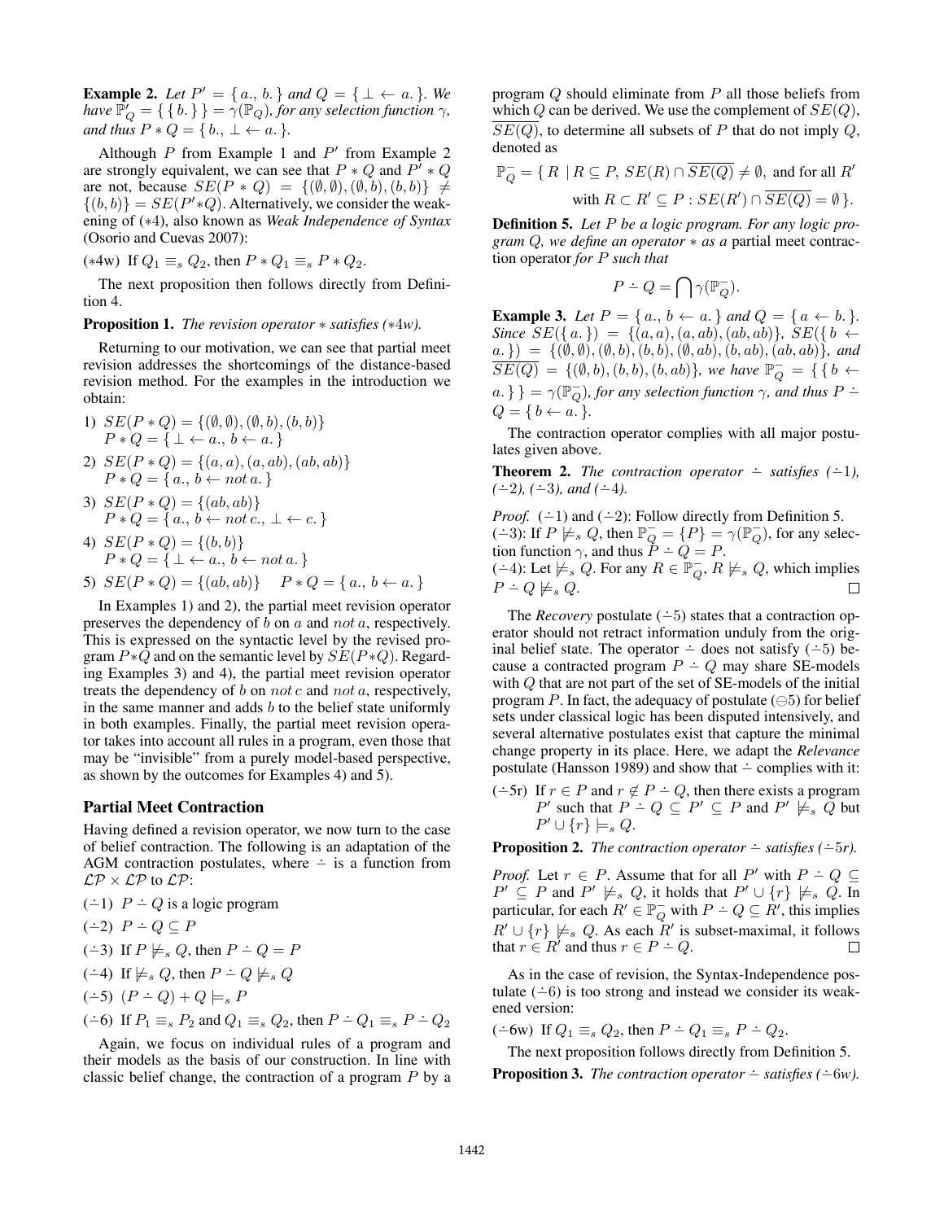**Example 2.** *Let $P' = \{ a., b. \}$ and $Q = \{ \bot \leftarrow a. \}$. We have $\mathbb{P}'_Q = \{ \{ b. \} \} = \gamma(\mathbb{P}_Q)$, for any selection function $\gamma$, and thus $P * Q = \{ b., \bot \leftarrow a. \}$.*

Although $P$ from Example 1 and $P'$ from Example 2 are strongly equivalent, we can see that $P * Q$ and $P' * Q$ are not, because $SE(P * Q) = \{(\emptyset, \emptyset), (\emptyset, b), (b, b)\} \neq \{(b, b)\} = SE(P' * Q)$. Alternatively, we consider the weakening of ($*4$), also known as *Weak Independence of Syntax* (Osorio and Cuevas 2007):

($*$4w) If $Q_1 \equiv_s Q_2$, then $P * Q_1 \equiv_s P * Q_2$.

The next proposition then follows directly from Definition 4.

**Proposition 1.** *The revision operator $*$ satisfies ($*$4w).*

Returning to our motivation, we can see that partial meet revision addresses the shortcomings of the distance-based revision method. For the examples in the introduction we obtain:

1) $SE(P * Q) = \{(\emptyset, \emptyset), (\emptyset, b), (b, b)\}$
   $P * Q = \{ \bot \leftarrow a., b \leftarrow a. \}$
2) $SE(P * Q) = \{(a, a), (a, ab), (ab, ab)\}$
   $P * Q = \{ a., b \leftarrow not\, a. \}$
3) $SE(P * Q) = \{(ab, ab)\}$
   $P * Q = \{ a., b \leftarrow not\, c., \bot \leftarrow c. \}$
4) $SE(P * Q) = \{(b, b)\}$
   $P * Q = \{ \bot \leftarrow a., b \leftarrow not\, a. \}$
5) $SE(P * Q) = \{(ab, ab)\}$ $\quad P * Q = \{ a., b \leftarrow a. \}$

In Examples 1) and 2), the partial meet revision operator preserves the dependency of $b$ on $a$ and $not\, a$, respectively. This is expressed on the syntactic level by the revised program $P*Q$ and on the semantic level by $SE(P*Q)$. Regarding Examples 3) and 4), the partial meet revision operator treats the dependency of $b$ on $not\, c$ and $not\, a$, respectively, in the same manner and adds $b$ to the belief state uniformly in both examples. Finally, the partial meet revision operator takes into account all rules in a program, even those that may be "invisible" from a purely model-based perspective, as shown by the outcomes for Examples 4) and 5).

## Partial Meet Contraction

Having defined a revision operator, we now turn to the case of belief contraction. The following is an adaptation of the AGM contraction postulates, where $\dot{-}$ is a function from $\mathcal{LP} \times \mathcal{LP}$ to $\mathcal{LP}$:

($\dot{-}$1) $P \dot{-} Q$ is a logic program

($\dot{-}$2) $P \dot{-} Q \subseteq P$

($\dot{-}$3) If $P \not\models_s Q$, then $P \dot{-} Q = P$

($\dot{-}$4) If $\not\models_s Q$, then $P \dot{-} Q \not\models_s Q$

($\dot{-}$5) $(P \dot{-} Q) + Q \models_s P$

($\dot{-}$6) If $P_1 \equiv_s P_2$ and $Q_1 \equiv_s Q_2$, then $P \dot{-} Q_1 \equiv_s P \dot{-} Q_2$

Again, we focus on individual rules of a program and their models as the basis of our construction. In line with classic belief change, the contraction of a program $P$ by a program $Q$ should eliminate from $P$ all those beliefs from which $Q$ can be derived. We use the complement of $SE(Q)$, $\overline{SE(Q)}$, to determine all subsets of $P$ that do not imply $Q$, denoted as

$$\mathbb{P}^-_Q = \{ R \mid R \subseteq P,\ SE(R) \cap \overline{SE(Q)} \neq \emptyset, \text{ and for all } R' \text{ with } R \subset R' \subseteq P : SE(R') \cap \overline{SE(Q)} = \emptyset \}.$$

**Definition 5.** *Let $P$ be a logic program. For any logic program $Q$, we define an operator $*$ as a* partial meet contraction operator *for $P$ such that*

$$P \dot{-} Q = \bigcap \gamma(\mathbb{P}^-_Q).$$

**Example 3.** *Let $P = \{ a., b \leftarrow a. \}$ and $Q = \{ a \leftarrow b. \}$. Since $SE(\{ a. \}) = \{(a, a), (a, ab), (ab, ab)\}$, $SE(\{ b \leftarrow a. \}) = \{(\emptyset, \emptyset), (\emptyset, b), (b, b), (\emptyset, ab), (b, ab), (ab, ab)\}$, and $\overline{SE(Q)} = \{(\emptyset, b), (b, b), (b, ab)\}$, we have $\mathbb{P}^-_Q = \{ \{ b \leftarrow a. \} \} = \gamma(\mathbb{P}^-_Q)$, for any selection function $\gamma$, and thus $P \dot{-} Q = \{ b \leftarrow a. \}$.*

The contraction operator complies with all major postulates given above.

**Theorem 2.** *The contraction operator $\dot{-}$ satisfies ($\dot{-}$1), ($\dot{-}$2), ($\dot{-}$3), and ($\dot{-}$4).*

*Proof.* ($\dot{-}$1) and ($\dot{-}$2): Follow directly from Definition 5.
($\dot{-}$3): If $P \not\models_s Q$, then $\mathbb{P}^-_Q = \{P\} = \gamma(\mathbb{P}^-_Q)$, for any selection function $\gamma$, and thus $P \dot{-} Q = P$.
($\dot{-}$4): Let $\not\models_s Q$. For any $R \in \mathbb{P}^-_Q$, $R \not\models_s Q$, which implies $P \dot{-} Q \not\models_s Q$. $\square$

The *Recovery* postulate ($\dot{-}$5) states that a contraction operator should not retract information unduly from the original belief state. The operator $\dot{-}$ does not satisfy ($\dot{-}$5) because a contracted program $P \dot{-} Q$ may share SE-models with $Q$ that are not part of the set of SE-models of the initial program $P$. In fact, the adequacy of postulate ($\ominus$5) for belief sets under classical logic has been disputed intensively, and several alternative postulates exist that capture the minimal change property in its place. Here, we adapt the *Relevance* postulate (Hansson 1989) and show that $\dot{-}$ complies with it:

($\dot{-}$5r) If $r \in P$ and $r \notin P \dot{-} Q$, then there exists a program $P'$ such that $P \dot{-} Q \subseteq P' \subseteq P$ and $P' \not\models_s Q$ but $P' \cup \{r\} \models_s Q$.

**Proposition 2.** *The contraction operator $\dot{-}$ satisfies ($\dot{-}$5r).*

*Proof.* Let $r \in P$. Assume that for all $P'$ with $P \dot{-} Q \subseteq P' \subseteq P$ and $P' \not\models_s Q$, it holds that $P' \cup \{r\} \not\models_s Q$. In particular, for each $R' \in \mathbb{P}^-_Q$ with $P \dot{-} Q \subseteq R'$, this implies $R' \cup \{r\} \not\models_s Q$. As each $R'$ is subset-maximal, it follows that $r \in R'$ and thus $r \in P \dot{-} Q$. $\square$

As in the case of revision, the Syntax-Independence postulate ($\dot{-}$6) is too strong and instead we consider its weakened version:

($\dot{-}$6w) If $Q_1 \equiv_s Q_2$, then $P \dot{-} Q_1 \equiv_s P \dot{-} Q_2$.

The next proposition follows directly from Definition 5.

**Proposition 3.** *The contraction operator $\dot{-}$ satisfies ($\dot{-}$6w).*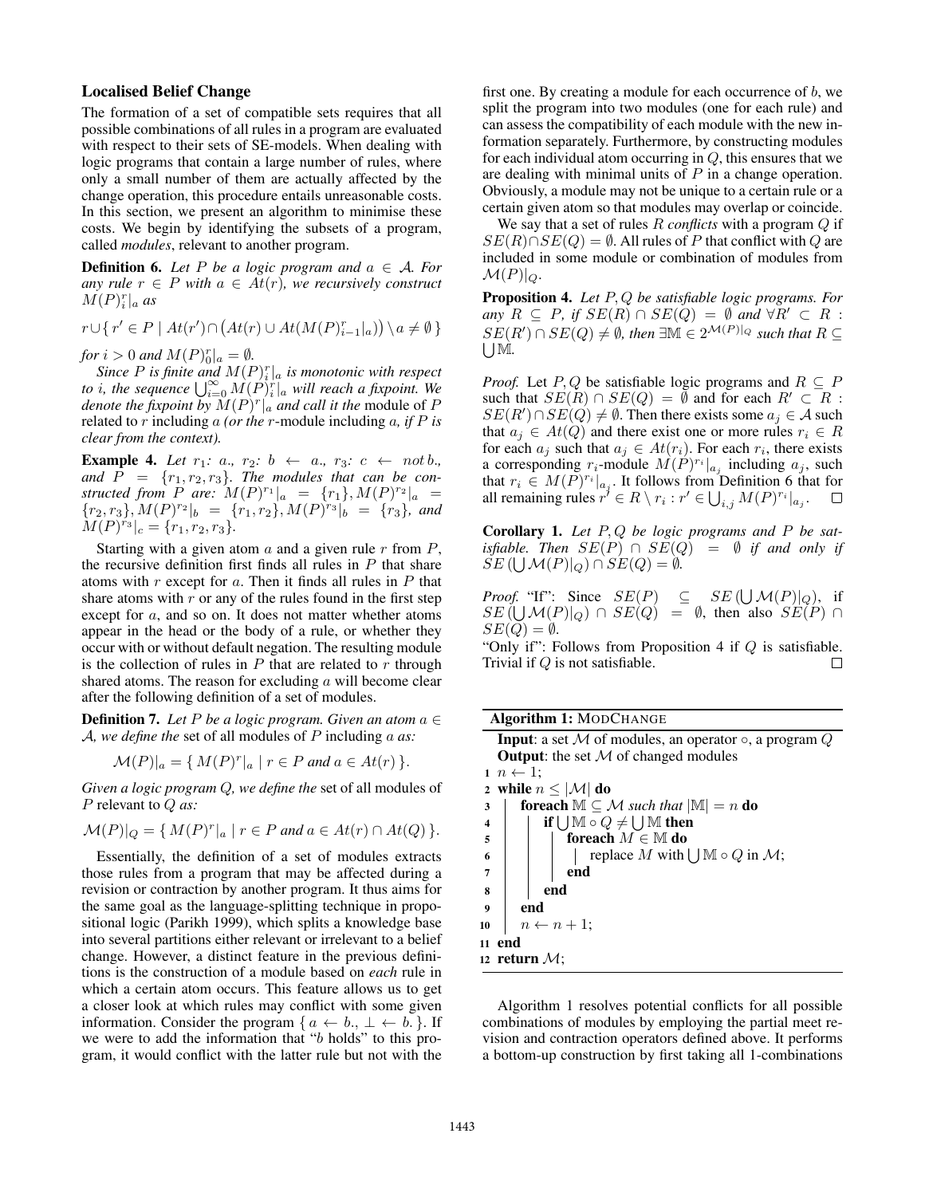### Localised Belief Change

The formation of a set of compatible sets requires that all possible combinations of all rules in a program are evaluated with respect to their sets of SE-models. When dealing with logic programs that contain a large number of rules, where only a small number of them are actually affected by the change operation, this procedure entails unreasonable costs. In this section, we present an algorithm to minimise these costs. We begin by identifying the subsets of a program, called *modules*, relevant to another program.

**Definition 6.** *Let $P$ be a logic program and $a \in \mathcal{A}$. For any rule $r \in P$ with $a \in At(r)$, we recursively construct $M(P)^r_i|_a$ as*

$$r \cup \{\, r' \in P \mid At(r') \cap \big(At(r) \cup At(M(P)^r_{i-1}|_a)\big) \setminus a \neq \emptyset \,\}$$

*for $i > 0$ and $M(P)^r_0|_a = \emptyset$.*

*Since $P$ is finite and $M(P)^r_i|_a$ is monotonic with respect to $i$, the sequence $\bigcup_{i=0}^{\infty} M(P)^r_i|_a$ will reach a fixpoint. We denote the fixpoint by $M(P)^r|_a$ and call it the* module of $P$ related to $r$ including $a$ *(or the $r$-module including $a$, if $P$ is clear from the context).*

**Example 4.** *Let $r_1$: $a.$, $r_2$: $b \leftarrow a.$, $r_3$: $c \leftarrow not\, b.$, and $P = \{r_1, r_2, r_3\}$. The modules that can be constructed from $P$ are: $M(P)^{r_1}|_a = \{r_1\}, M(P)^{r_2}|_a = \{r_2, r_3\}, M(P)^{r_2}|_b = \{r_1, r_2\}, M(P)^{r_3}|_b = \{r_3\}$, and $M(P)^{r_3}|_c = \{r_1, r_2, r_3\}$.*

Starting with a given atom $a$ and a given rule $r$ from $P$, the recursive definition first finds all rules in $P$ that share atoms with $r$ except for $a$. Then it finds all rules in $P$ that share atoms with $r$ or any of the rules found in the first step except for $a$, and so on. It does not matter whether atoms appear in the head or the body of a rule, or whether they occur with or without default negation. The resulting module is the collection of rules in $P$ that are related to $r$ through shared atoms. The reason for excluding $a$ will become clear after the following definition of a set of modules.

**Definition 7.** *Let $P$ be a logic program. Given an atom $a \in \mathcal{A}$, we define the* set of all modules of $P$ including $a$ *as:*

$$\mathcal{M}(P)|_a = \{\, M(P)^r|_a \mid r \in P \text{ and } a \in At(r) \,\}.$$

*Given a logic program $Q$, we define the* set of all modules of $P$ relevant to $Q$ *as:*

$$\mathcal{M}(P)|_Q = \{\, M(P)^r|_a \mid r \in P \text{ and } a \in At(r) \cap At(Q) \,\}.$$

Essentially, the definition of a set of modules extracts those rules from a program that may be affected during a revision or contraction by another program. It thus aims for the same goal as the language-splitting technique in propositional logic (Parikh 1999), which splits a knowledge base into several partitions either relevant or irrelevant to a belief change. However, a distinct feature in the previous definitions is the construction of a module based on *each* rule in which a certain atom occurs. This feature allows us to get a closer look at which rules may conflict with some given information. Consider the program $\{\, a \leftarrow b., \perp \leftarrow b. \,\}$. If we were to add the information that "$b$ holds" to this program, it would conflict with the latter rule but not with the first one. By creating a module for each occurrence of $b$, we split the program into two modules (one for each rule) and can assess the compatibility of each module with the new information separately. Furthermore, by constructing modules for each individual atom occurring in $Q$, this ensures that we are dealing with minimal units of $P$ in a change operation. Obviously, a module may not be unique to a certain rule or a certain given atom so that modules may overlap or coincide.

We say that a set of rules $R$ *conflicts* with a program $Q$ if $SE(R) \cap SE(Q) = \emptyset$. All rules of $P$ that conflict with $Q$ are included in some module or combination of modules from $\mathcal{M}(P)|_Q$.

**Proposition 4.** *Let $P, Q$ be satisfiable logic programs. For any $R \subseteq P$, if $SE(R) \cap SE(Q) = \emptyset$ and $\forall R' \subset R$ : $SE(R') \cap SE(Q) \neq \emptyset$, then $\exists \mathbb{M} \in 2^{\mathcal{M}(P)|_Q}$ such that $R \subseteq \bigcup \mathbb{M}$.*

*Proof.* Let $P, Q$ be satisfiable logic programs and $R \subseteq P$ such that $SE(R) \cap SE(Q) = \emptyset$ and for each $R' \subset R$ : $SE(R') \cap SE(Q) \neq \emptyset$. Then there exists some $a_j \in \mathcal{A}$ such that $a_j \in At(Q)$ and there exist one or more rules $r_i \in R$ for each $a_j$ such that $a_j \in At(r_i)$. For each $r_i$, there exists a corresponding $r_i$-module $M(P)^{r_i}|_{a_j}$ including $a_j$, such that $r_i \in M(P)^{r_i}|_{a_j}$. It follows from Definition 6 that for all remaining rules $r' \in R \setminus r_i : r' \in \bigcup_{i,j} M(P)^{r_i}|_{a_j}$. $\square$

**Corollary 1.** *Let $P, Q$ be logic programs and $P$ be satisfiable. Then $SE(P) \cap SE(Q) = \emptyset$ if and only if $SE\left(\bigcup \mathcal{M}(P)|_Q\right) \cap SE(Q) = \emptyset$.*

*Proof.* "If": Since $SE(P) \subseteq SE\left(\bigcup \mathcal{M}(P)|_Q\right)$, if $SE\left(\bigcup \mathcal{M}(P)|_Q\right) \cap SE(Q) = \emptyset$, then also $SE(P) \cap SE(Q) = \emptyset$.
"Only if": Follows from Proposition 4 if $Q$ is satisfiable. Trivial if $Q$ is not satisfiable. $\square$

**Algorithm 1:** MODCHANGE

**Input**: a set $\mathcal{M}$ of modules, an operator $\circ$, a program $Q$
**Output**: the set $\mathcal{M}$ of changed modules

```
1  n ← 1;
2  while n ≤ |M| do
3      foreach 𝕄 ⊆ M such that |𝕄| = n do
4          if ⋃𝕄 ∘ Q ≠ ⋃𝕄 then
5              foreach M ∈ 𝕄 do
6                  replace M with ⋃𝕄 ∘ Q in M;
7              end
8          end
9      end
10     n ← n + 1;
11 end
12 return M;
```

Algorithm 1 resolves potential conflicts for all possible combinations of modules by employing the partial meet revision and contraction operators defined above. It performs a bottom-up construction by first taking all 1-combinations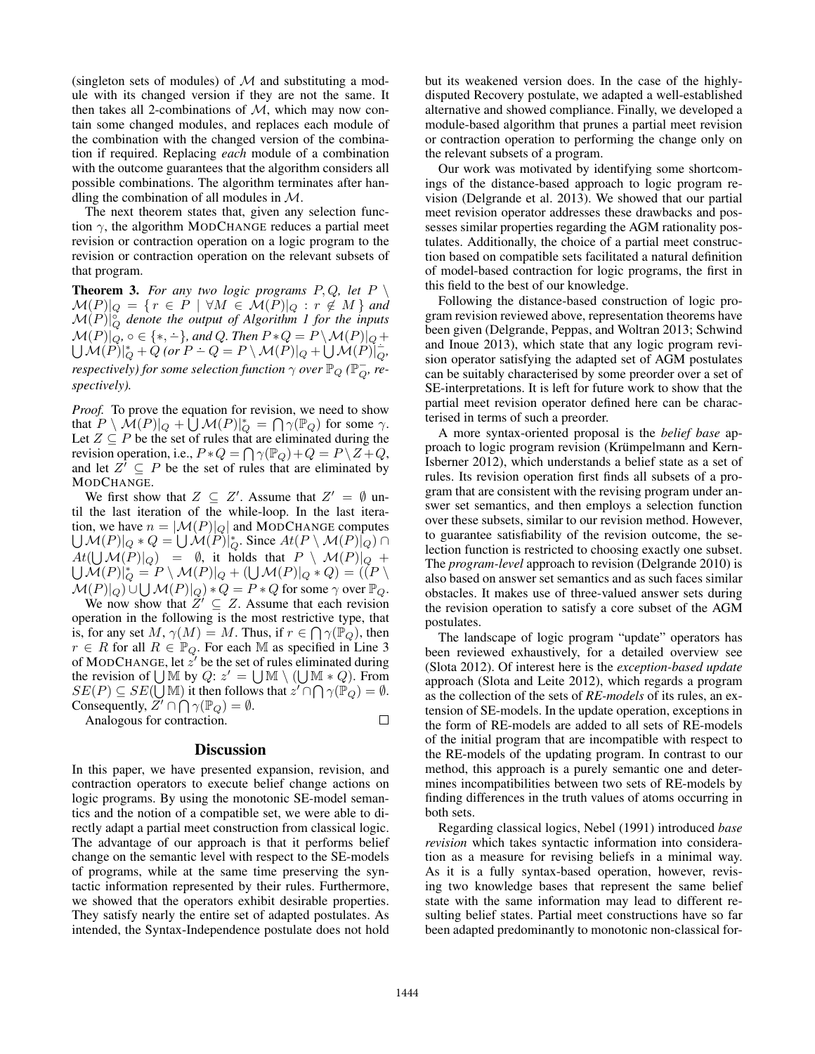(singleton sets of modules) of $\mathcal{M}$ and substituting a module with its changed version if they are not the same. It then takes all 2-combinations of $\mathcal{M}$, which may now contain some changed modules, and replaces each module of the combination with the changed version of the combination if required. Replacing *each* module of a combination with the outcome guarantees that the algorithm considers all possible combinations. The algorithm terminates after handling the combination of all modules in $\mathcal{M}$.

The next theorem states that, given any selection function $\gamma$, the algorithm ModChange reduces a partial meet revision or contraction operation on a logic program to the revision or contraction operation on the relevant subsets of that program.

**Theorem 3.** *For any two logic programs $P, Q$, let $P \setminus \mathcal{M}(P)|_Q = \{ r \in P \mid \forall M \in \mathcal{M}(P)|_Q : r \notin M \}$ and $\mathcal{M}(P)|_Q^\circ$ denote the output of Algorithm 1 for the inputs $\mathcal{M}(P)|_Q$, $\circ \in \{*, \dot{-}\}$, and $Q$. Then $P * Q = P \setminus \mathcal{M}(P)|_Q + \bigcup \mathcal{M}(P)|_Q^* + Q$ (or $P \dot{-} Q = P \setminus \mathcal{M}(P)|_Q + \bigcup \mathcal{M}(P)|_Q^{\dot{-}}$, respectively) for some selection function $\gamma$ over $\mathbb{P}_Q$ ($\mathbb{P}_Q^-$, respectively).*

*Proof.* To prove the equation for revision, we need to show that $P \setminus \mathcal{M}(P)|_Q + \bigcup \mathcal{M}(P)|_Q^* = \bigcap \gamma(\mathbb{P}_Q)$ for some $\gamma$. Let $Z \subseteq P$ be the set of rules that are eliminated during the revision operation, i.e., $P * Q = \bigcap \gamma(\mathbb{P}_Q) + Q = P \setminus Z + Q$, and let $Z' \subseteq P$ be the set of rules that are eliminated by ModChange.

We first show that $Z \subseteq Z'$. Assume that $Z' = \emptyset$ until the last iteration of the while-loop. In the last iteration, we have $n = |\mathcal{M}(P)|_Q|$ and ModChange computes $\bigcup \mathcal{M}(P)|_Q * Q = \bigcup \mathcal{M}(P)|_Q^*$. Since $At(P \setminus \mathcal{M}(P)|_Q) \cap At(\bigcup \mathcal{M}(P)|_Q) = \emptyset$, it holds that $P \setminus \mathcal{M}(P)|_Q + \bigcup \mathcal{M}(P)|_Q^* = P \setminus \mathcal{M}(P)|_Q + (\bigcup \mathcal{M}(P)|_Q * Q) = ((P \setminus \mathcal{M}(P)|_Q) \cup \bigcup \mathcal{M}(P)|_Q) * Q = P * Q$ for some $\gamma$ over $\mathbb{P}_Q$.

We now show that $Z' \subseteq Z$. Assume that each revision operation in the following is the most restrictive type, that is, for any set $M$, $\gamma(M) = M$. Thus, if $r \in \bigcap \gamma(\mathbb{P}_Q)$, then $r \in R$ for all $R \in \mathbb{P}_Q$. For each $\mathbb{M}$ as specified in Line 3 of ModChange, let $z'$ be the set of rules eliminated during the revision of $\bigcup \mathbb{M}$ by $Q$: $z' = \bigcup \mathbb{M} \setminus (\bigcup \mathbb{M} * Q)$. From $SE(P) \subseteq SE(\bigcup \mathbb{M})$ it then follows that $z' \cap \bigcap \gamma(\mathbb{P}_Q) = \emptyset$. Consequently, $Z' \cap \bigcap \gamma(\mathbb{P}_Q) = \emptyset$.

Analogous for contraction. □

## Discussion

In this paper, we have presented expansion, revision, and contraction operators to execute belief change actions on logic programs. By using the monotonic SE-model semantics and the notion of a compatible set, we were able to directly adapt a partial meet construction from classical logic. The advantage of our approach is that it performs belief change on the semantic level with respect to the SE-models of programs, while at the same time preserving the syntactic information represented by their rules. Furthermore, we showed that the operators exhibit desirable properties. They satisfy nearly the entire set of adapted postulates. As intended, the Syntax-Independence postulate does not hold but its weakened version does. In the case of the highly-disputed Recovery postulate, we adapted a well-established alternative and showed compliance. Finally, we developed a module-based algorithm that prunes a partial meet revision or contraction operation to performing the change only on the relevant subsets of a program.

Our work was motivated by identifying some shortcomings of the distance-based approach to logic program revision (Delgrande et al. 2013). We showed that our partial meet revision operator addresses these drawbacks and possesses similar properties regarding the AGM rationality postulates. Additionally, the choice of a partial meet construction based on compatible sets facilitated a natural definition of model-based contraction for logic programs, the first in this field to the best of our knowledge.

Following the distance-based construction of logic program revision reviewed above, representation theorems have been given (Delgrande, Peppas, and Woltran 2013; Schwind and Inoue 2013), which state that any logic program revision operator satisfying the adapted set of AGM postulates can be suitably characterised by some preorder over a set of SE-interpretations. It is left for future work to show that the partial meet revision operator defined here can be characterised in terms of such a preorder.

A more syntax-oriented proposal is the *belief base* approach to logic program revision (Krümpelmann and Kern-Isberner 2012), which understands a belief state as a set of rules. Its revision operation first finds all subsets of a program that are consistent with the revising program under answer set semantics, and then employs a selection function over these subsets, similar to our revision method. However, to guarantee satisfiability of the revision outcome, the selection function is restricted to choosing exactly one subset. The *program-level* approach to revision (Delgrande 2010) is also based on answer set semantics and as such faces similar obstacles. It makes use of three-valued answer sets during the revision operation to satisfy a core subset of the AGM postulates.

The landscape of logic program "update" operators has been reviewed exhaustively, for a detailed overview see (Slota 2012). Of interest here is the *exception-based update* approach (Slota and Leite 2012), which regards a program as the collection of the sets of *RE-models* of its rules, an extension of SE-models. In the update operation, exceptions in the form of RE-models are added to all sets of RE-models of the initial program that are incompatible with respect to the RE-models of the updating program. In contrast to our method, this approach is a purely semantic one and determines incompatibilities between two sets of RE-models by finding differences in the truth values of atoms occurring in both sets.

Regarding classical logics, Nebel (1991) introduced *base revision* which takes syntactic information into consideration as a measure for revising beliefs in a minimal way. As it is a fully syntax-based operation, however, revising two knowledge bases that represent the same belief state with the same information may lead to different resulting belief states. Partial meet constructions have so far been adapted predominantly to monotonic non-classical for-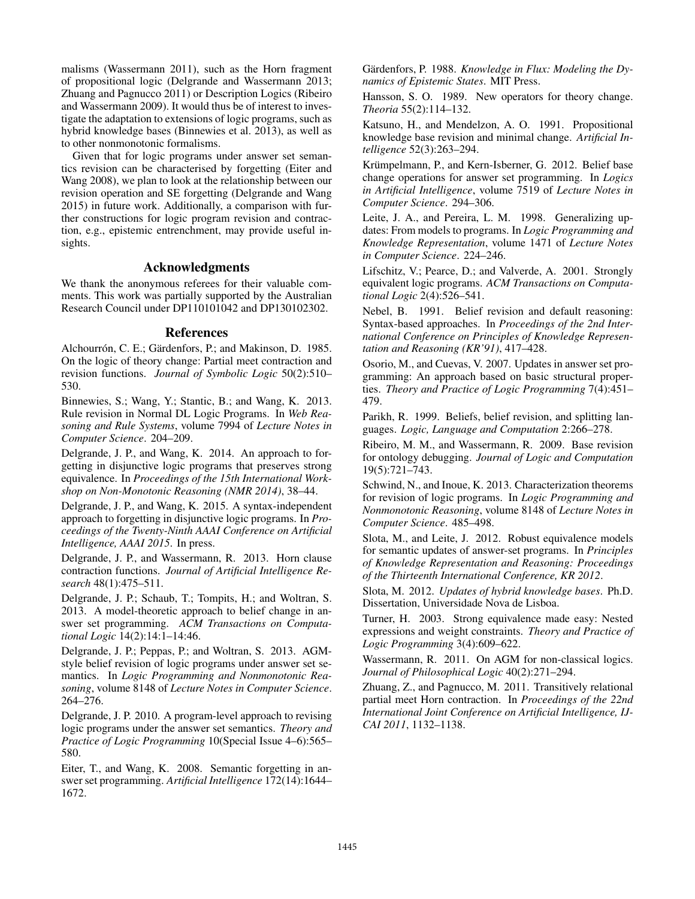malisms (Wassermann 2011), such as the Horn fragment of propositional logic (Delgrande and Wassermann 2013; Zhuang and Pagnucco 2011) or Description Logics (Ribeiro and Wassermann 2009). It would thus be of interest to investigate the adaptation to extensions of logic programs, such as hybrid knowledge bases (Binnewies et al. 2013), as well as to other nonmonotonic formalisms.

Given that for logic programs under answer set semantics revision can be characterised by forgetting (Eiter and Wang 2008), we plan to look at the relationship between our revision operation and SE forgetting (Delgrande and Wang 2015) in future work. Additionally, a comparison with further constructions for logic program revision and contraction, e.g., epistemic entrenchment, may provide useful insights.

## Acknowledgments

We thank the anonymous referees for their valuable comments. This work was partially supported by the Australian Research Council under DP110101042 and DP130102302.

## References

Alchourrón, C. E.; Gärdenfors, P.; and Makinson, D. 1985. On the logic of theory change: Partial meet contraction and revision functions. *Journal of Symbolic Logic* 50(2):510–530.

Binnewies, S.; Wang, Y.; Stantic, B.; and Wang, K. 2013. Rule revision in Normal DL Logic Programs. In *Web Reasoning and Rule Systems*, volume 7994 of *Lecture Notes in Computer Science*. 204–209.

Delgrande, J. P., and Wang, K. 2014. An approach to forgetting in disjunctive logic programs that preserves strong equivalence. In *Proceedings of the 15th International Workshop on Non-Monotonic Reasoning (NMR 2014)*, 38–44.

Delgrande, J. P., and Wang, K. 2015. A syntax-independent approach to forgetting in disjunctive logic programs. In *Proceedings of the Twenty-Ninth AAAI Conference on Artificial Intelligence, AAAI 2015*. In press.

Delgrande, J. P., and Wassermann, R. 2013. Horn clause contraction functions. *Journal of Artificial Intelligence Research* 48(1):475–511.

Delgrande, J. P.; Schaub, T.; Tompits, H.; and Woltran, S. 2013. A model-theoretic approach to belief change in answer set programming. *ACM Transactions on Computational Logic* 14(2):14:1–14:46.

Delgrande, J. P.; Peppas, P.; and Woltran, S. 2013. AGM-style belief revision of logic programs under answer set semantics. In *Logic Programming and Nonmonotonic Reasoning*, volume 8148 of *Lecture Notes in Computer Science*. 264–276.

Delgrande, J. P. 2010. A program-level approach to revising logic programs under the answer set semantics. *Theory and Practice of Logic Programming* 10(Special Issue 4–6):565–580.

Eiter, T., and Wang, K. 2008. Semantic forgetting in answer set programming. *Artificial Intelligence* 172(14):1644–1672.

Gärdenfors, P. 1988. *Knowledge in Flux: Modeling the Dynamics of Epistemic States*. MIT Press.

Hansson, S. O. 1989. New operators for theory change. *Theoria* 55(2):114–132.

Katsuno, H., and Mendelzon, A. O. 1991. Propositional knowledge base revision and minimal change. *Artificial Intelligence* 52(3):263–294.

Krümpelmann, P., and Kern-Isberner, G. 2012. Belief base change operations for answer set programming. In *Logics in Artificial Intelligence*, volume 7519 of *Lecture Notes in Computer Science*. 294–306.

Leite, J. A., and Pereira, L. M. 1998. Generalizing updates: From models to programs. In *Logic Programming and Knowledge Representation*, volume 1471 of *Lecture Notes in Computer Science*. 224–246.

Lifschitz, V.; Pearce, D.; and Valverde, A. 2001. Strongly equivalent logic programs. *ACM Transactions on Computational Logic* 2(4):526–541.

Nebel, B. 1991. Belief revision and default reasoning: Syntax-based approaches. In *Proceedings of the 2nd International Conference on Principles of Knowledge Representation and Reasoning (KR'91)*, 417–428.

Osorio, M., and Cuevas, V. 2007. Updates in answer set programming: An approach based on basic structural properties. *Theory and Practice of Logic Programming* 7(4):451–479.

Parikh, R. 1999. Beliefs, belief revision, and splitting languages. *Logic, Language and Computation* 2:266–278.

Ribeiro, M. M., and Wassermann, R. 2009. Base revision for ontology debugging. *Journal of Logic and Computation* 19(5):721–743.

Schwind, N., and Inoue, K. 2013. Characterization theorems for revision of logic programs. In *Logic Programming and Nonmonotonic Reasoning*, volume 8148 of *Lecture Notes in Computer Science*. 485–498.

Slota, M., and Leite, J. 2012. Robust equivalence models for semantic updates of answer-set programs. In *Principles of Knowledge Representation and Reasoning: Proceedings of the Thirteenth International Conference, KR 2012*.

Slota, M. 2012. *Updates of hybrid knowledge bases*. Ph.D. Dissertation, Universidade Nova de Lisboa.

Turner, H. 2003. Strong equivalence made easy: Nested expressions and weight constraints. *Theory and Practice of Logic Programming* 3(4):609–622.

Wassermann, R. 2011. On AGM for non-classical logics. *Journal of Philosophical Logic* 40(2):271–294.

Zhuang, Z., and Pagnucco, M. 2011. Transitively relational partial meet Horn contraction. In *Proceedings of the 22nd International Joint Conference on Artificial Intelligence, IJCAI 2011*, 1132–1138.